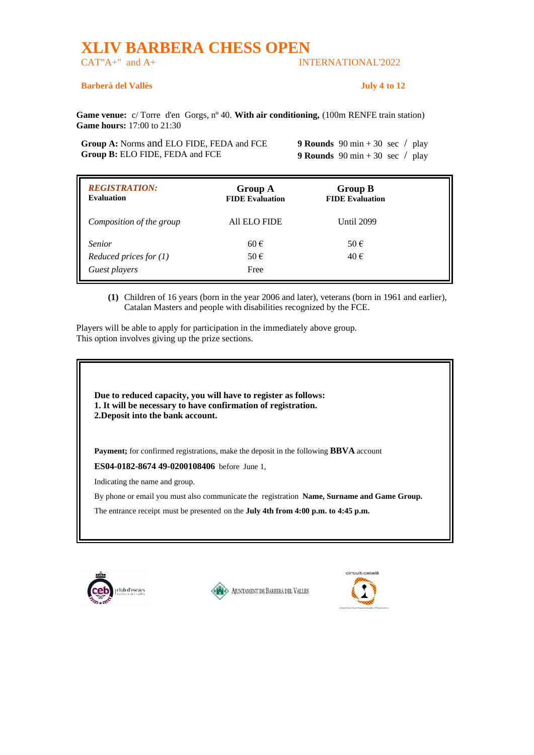# XLIV BARBERA CHESS OPEN

CAT"A+" and A+ INTERNATIONAL'2022

**Barberà del Vallès** **July 4 to 12**

**Game venue:** c/ Torre d'en Gorgs, nº 40. **With air conditioning,** (100m RENFE train station)
**Game hours:** 17:00 to 21:30

**Group A:** Norms and ELO FIDE, FEDA and FCE — **9 Rounds** 90 min + 30 sec / play
**Group B:** ELO FIDE, FEDA and FCE — **9 Rounds** 90 min + 30 sec / play

| ***REGISTRATION:*** **Evaluation** | **Group A** **FIDE Evaluation** | **Group B** **FIDE Evaluation** |
|---|---|---|
| *Composition of the group* | All ELO FIDE | Until 2099 |
| *Senior* | 60 € | 50 € |
| *Reduced prices for (1)* | 50 € | 40 € |
| *Guest players* | Free | |

**(1)** Children of 16 years (born in the year 2006 and later), veterans (born in 1961 and earlier), Catalan Masters and people with disabilities recognized by the FCE.

Players will be able to apply for participation in the immediately above group.
This option involves giving up the prize sections.

**Due to reduced capacity, you will have to register as follows:**
**1. It will be necessary to have confirmation of registration.**
**2.Deposit into the bank account.**

**Payment;** for confirmed registrations, make the deposit in the following **BBVA** account

**ES04-0182-8674 49-0200108406** before June 1,

Indicating the name and group.

By phone or email you must also communicate the registration **Name, Surname and Game Group.**

The entrance receipt must be presented on the **July 4th from 4:00 p.m. to 4:45 p.m.**

club d'escacs barberà del vallès — AJUNTAMENT DE BARBERÀ DEL VALLÈS — circuit català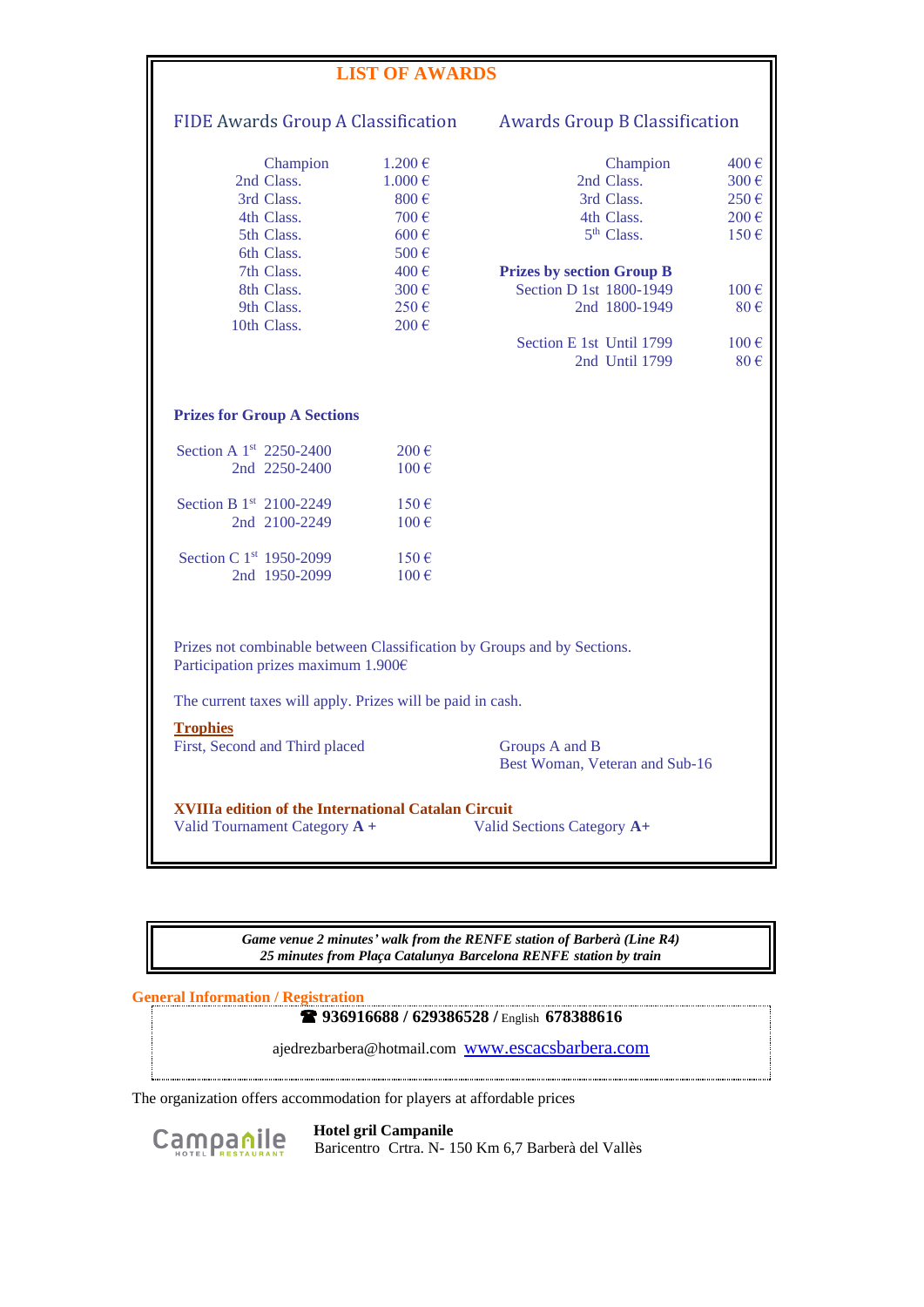# LIST OF AWARDS

## FIDE Awards Group A Classification

| | |
|---|---|
| Champion | 1.200 € |
| 2nd Class. | 1.000 € |
| 3rd Class. | 800 € |
| 4th Class. | 700 € |
| 5th Class. | 600 € |
| 6th Class. | 500 € |
| 7th Class. | 400 € |
| 8th Class. | 300 € |
| 9th Class. | 250 € |
| 10th Class. | 200 € |

## Awards Group B Classification

| | |
|---|---|
| Champion | 400 € |
| 2nd Class. | 300 € |
| 3rd Class. | 250 € |
| 4th Class. | 200 € |
| 5th Class. | 150 € |

**Prizes by section Group B**

| | | |
|---|---|---|
| Section D 1st | 1800-1949 | 100 € |
| 2nd | 1800-1949 | 80 € |
| Section E 1st | Until 1799 | 100 € |
| 2nd | Until 1799 | 80 € |

**Prizes for Group A Sections**

| | | |
|---|---|---|
| Section A 1st | 2250-2400 | 200 € |
| 2nd | 2250-2400 | 100 € |
| Section B 1st | 2100-2249 | 150 € |
| 2nd | 2100-2249 | 100 € |
| Section C 1st | 1950-2099 | 150 € |
| 2nd | 1950-2099 | 100 € |

Prizes not combinable between Classification by Groups and by Sections.
Participation prizes maximum 1.900€

The current taxes will apply. Prizes will be paid in cash.

**Trophies**

First, Second and Third placed

Groups A and B
Best Woman, Veteran and Sub-16

**XVIIIa edition of the International Catalan Circuit**

Valid Tournament Category **A +**

Valid Sections Category **A+**

***Game venue 2 minutes' walk from the RENFE station of Barberà (Line R4)***
***25 minutes from Plaça Catalunya Barcelona RENFE station by train***

**General Information / Registration**

☎ **936916688 / 629386528 /** English **678388616**

ajedrezbarbera@hotmail.com www.escacsbarbera.com

The organization offers accommodation for players at affordable prices

Campanile HOTEL RESTAURANT

**Hotel gril Campanile**
Baricentro Crtra. N- 150 Km 6,7 Barberà del Vallès